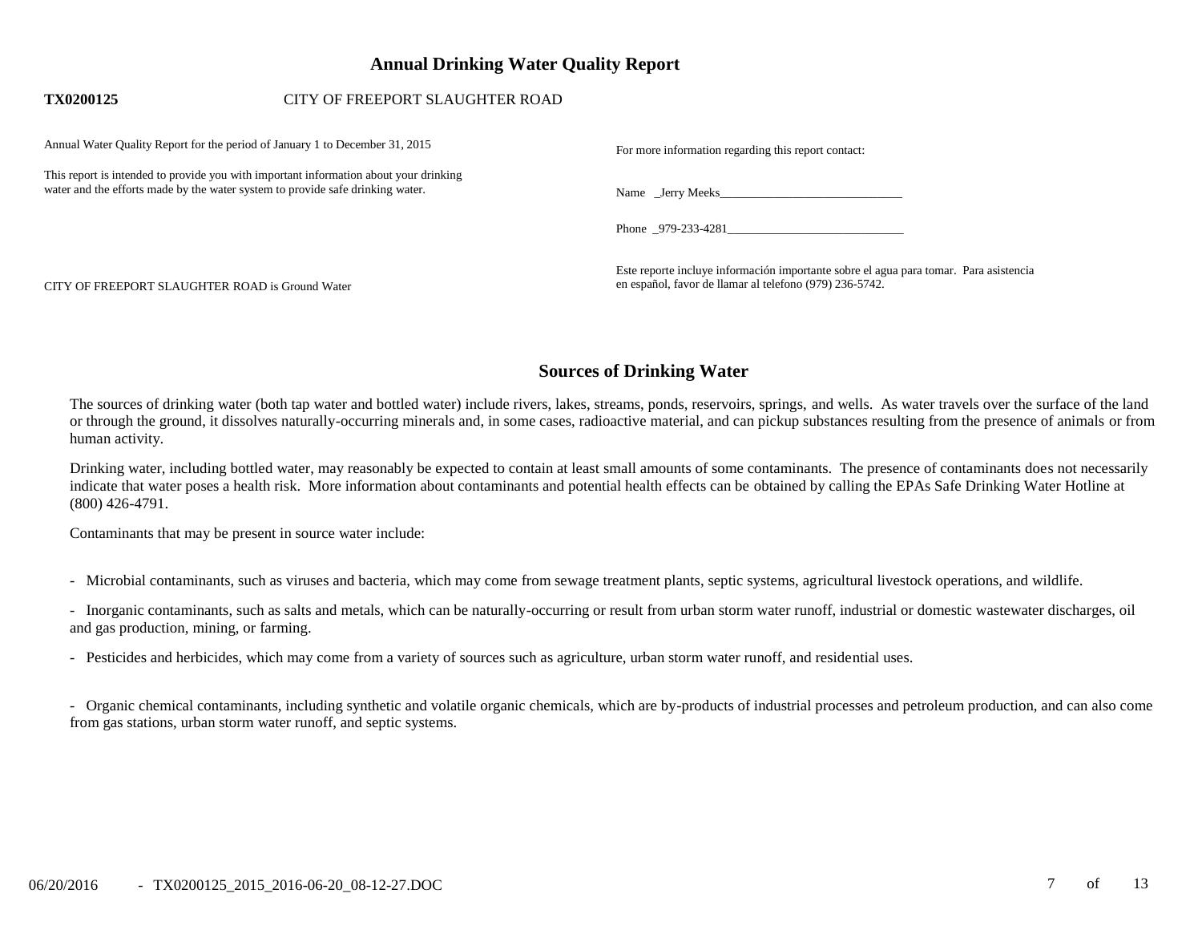# Annual Drinking Water Quality Report

**TX0200125** CITY OF FREEPORT SLAUGHTER ROAD

Annual Water Quality Report for the period of January 1 to December 31, 2015

This report is intended to provide you with important information about your drinking water and the efforts made by the water system to provide safe drinking water.

CITY OF FREEPORT SLAUGHTER ROAD is Ground Water

For more information regarding this report contact:

Name _Jerry Meeks_______________________________

Phone _979-233-4281_____________________________

Este reporte incluye información importante sobre el agua para tomar. Para asistencia en español, favor de llamar al telefono (979) 236-5742.

## Sources of Drinking Water

The sources of drinking water (both tap water and bottled water) include rivers, lakes, streams, ponds, reservoirs, springs, and wells. As water travels over the surface of the land or through the ground, it dissolves naturally-occurring minerals and, in some cases, radioactive material, and can pickup substances resulting from the presence of animals or from human activity.

Drinking water, including bottled water, may reasonably be expected to contain at least small amounts of some contaminants. The presence of contaminants does not necessarily indicate that water poses a health risk. More information about contaminants and potential health effects can be obtained by calling the EPAs Safe Drinking Water Hotline at (800) 426-4791.

Contaminants that may be present in source water include:

- Microbial contaminants, such as viruses and bacteria, which may come from sewage treatment plants, septic systems, agricultural livestock operations, and wildlife.

- Inorganic contaminants, such as salts and metals, which can be naturally-occurring or result from urban storm water runoff, industrial or domestic wastewater discharges, oil and gas production, mining, or farming.

- Pesticides and herbicides, which may come from a variety of sources such as agriculture, urban storm water runoff, and residential uses.

- Organic chemical contaminants, including synthetic and volatile organic chemicals, which are by-products of industrial processes and petroleum production, and can also come from gas stations, urban storm water runoff, and septic systems.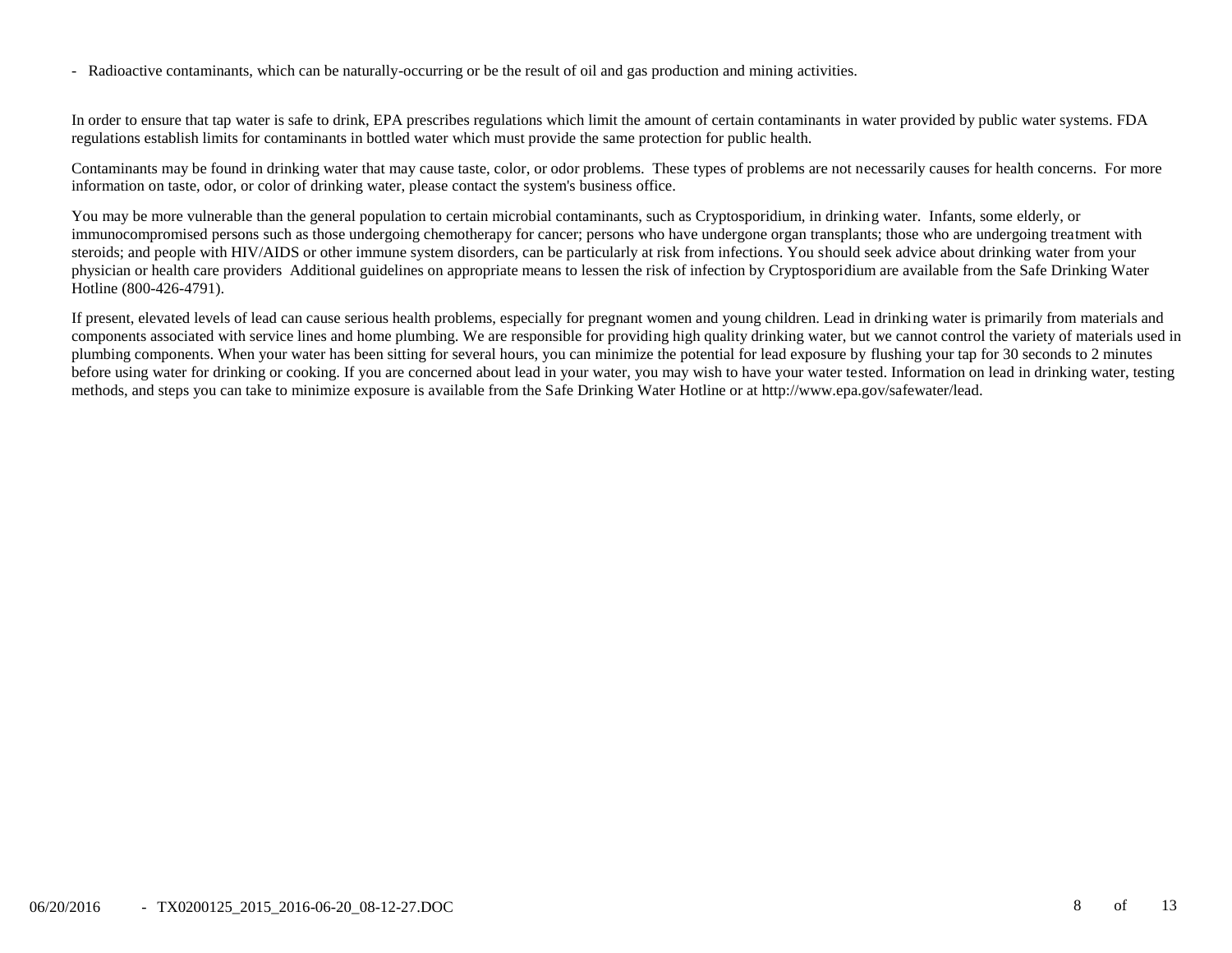- Radioactive contaminants, which can be naturally-occurring or be the result of oil and gas production and mining activities.

In order to ensure that tap water is safe to drink, EPA prescribes regulations which limit the amount of certain contaminants in water provided by public water systems. FDA regulations establish limits for contaminants in bottled water which must provide the same protection for public health.

Contaminants may be found in drinking water that may cause taste, color, or odor problems. These types of problems are not necessarily causes for health concerns. For more information on taste, odor, or color of drinking water, please contact the system's business office.

You may be more vulnerable than the general population to certain microbial contaminants, such as Cryptosporidium, in drinking water. Infants, some elderly, or immunocompromised persons such as those undergoing chemotherapy for cancer; persons who have undergone organ transplants; those who are undergoing treatment with steroids; and people with HIV/AIDS or other immune system disorders, can be particularly at risk from infections. You should seek advice about drinking water from your physician or health care providers Additional guidelines on appropriate means to lessen the risk of infection by Cryptosporidium are available from the Safe Drinking Water Hotline (800-426-4791).

If present, elevated levels of lead can cause serious health problems, especially for pregnant women and young children. Lead in drinking water is primarily from materials and components associated with service lines and home plumbing. We are responsible for providing high quality drinking water, but we cannot control the variety of materials used in plumbing components. When your water has been sitting for several hours, you can minimize the potential for lead exposure by flushing your tap for 30 seconds to 2 minutes before using water for drinking or cooking. If you are concerned about lead in your water, you may wish to have your water tested. Information on lead in drinking water, testing methods, and steps you can take to minimize exposure is available from the Safe Drinking Water Hotline or at http://www.epa.gov/safewater/lead.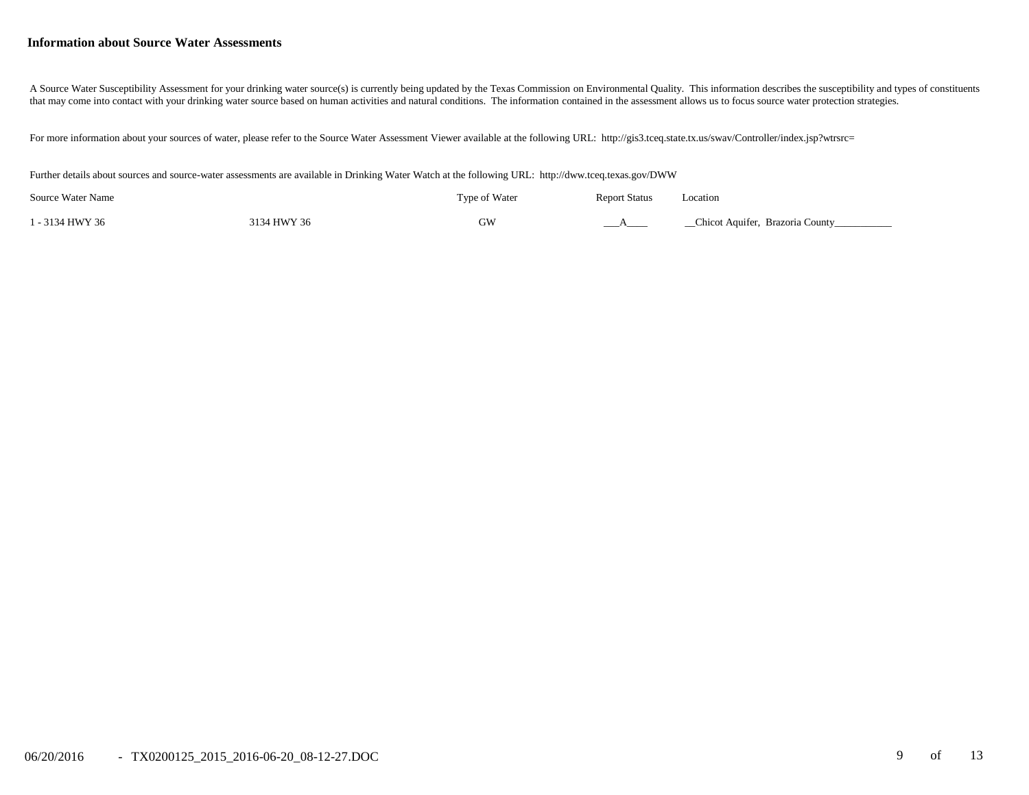## Information about Source Water Assessments

A Source Water Susceptibility Assessment for your drinking water source(s) is currently being updated by the Texas Commission on Environmental Quality. This information describes the susceptibility and types of constituents that may come into contact with your drinking water source based on human activities and natural conditions. The information contained in the assessment allows us to focus source water protection strategies.

For more information about your sources of water, please refer to the Source Water Assessment Viewer available at the following URL: http://gis3.tceq.state.tx.us/swav/Controller/index.jsp?wtrsrc=

Further details about sources and source-water assessments are available in Drinking Water Watch at the following URL: http://dww.tceq.texas.gov/DWW

| Source Water Name | | Type of Water | Report Status | Location |
|---|---|---|---|---|
| 1 - 3134 HWY 36 | 3134 HWY 36 | GW | A | Chicot Aquifer, Brazoria County |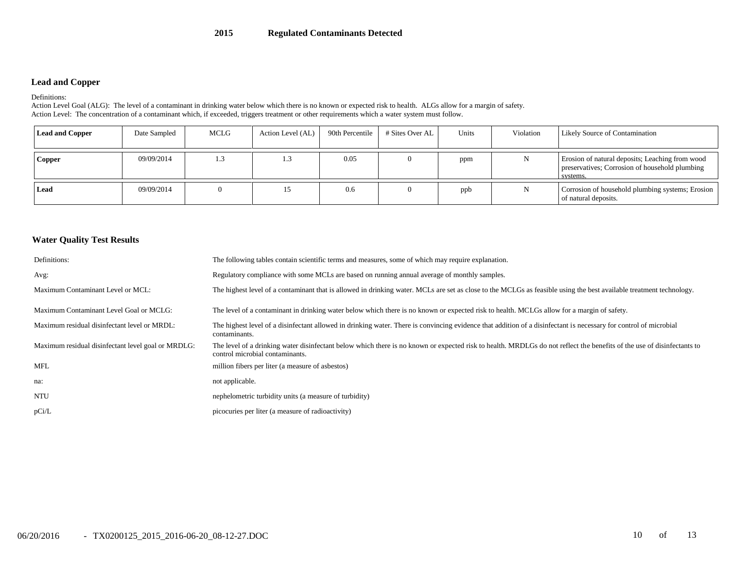# 2015 Regulated Contaminants Detected

## Lead and Copper

Definitions:
Action Level Goal (ALG): The level of a contaminant in drinking water below which there is no known or expected risk to health. ALGs allow for a margin of safety.
Action Level: The concentration of a contaminant which, if exceeded, triggers treatment or other requirements which a water system must follow.

| Lead and Copper | Date Sampled | MCLG | Action Level (AL) | 90th Percentile | # Sites Over AL | Units | Violation | Likely Source of Contamination |
|---|---|---|---|---|---|---|---|---|
| **Copper** | 09/09/2014 | 1.3 | 1.3 | 0.05 | 0 | ppm | N | Erosion of natural deposits; Leaching from wood preservatives; Corrosion of household plumbing systems. |
| **Lead** | 09/09/2014 | 0 | 15 | 0.6 | 0 | ppb | N | Corrosion of household plumbing systems; Erosion of natural deposits. |

## Water Quality Test Results

| | |
|---|---|
| Definitions: | The following tables contain scientific terms and measures, some of which may require explanation. |
| Avg: | Regulatory compliance with some MCLs are based on running annual average of monthly samples. |
| Maximum Contaminant Level or MCL: | The highest level of a contaminant that is allowed in drinking water. MCLs are set as close to the MCLGs as feasible using the best available treatment technology. |
| Maximum Contaminant Level Goal or MCLG: | The level of a contaminant in drinking water below which there is no known or expected risk to health. MCLGs allow for a margin of safety. |
| Maximum residual disinfectant level or MRDL: | The highest level of a disinfectant allowed in drinking water. There is convincing evidence that addition of a disinfectant is necessary for control of microbial contaminants. |
| Maximum residual disinfectant level goal or MRDLG: | The level of a drinking water disinfectant below which there is no known or expected risk to health. MRDLGs do not reflect the benefits of the use of disinfectants to control microbial contaminants. |
| MFL | million fibers per liter (a measure of asbestos) |
| na: | not applicable. |
| NTU | nephelometric turbidity units (a measure of turbidity) |
| pCi/L | picocuries per liter (a measure of radioactivity) |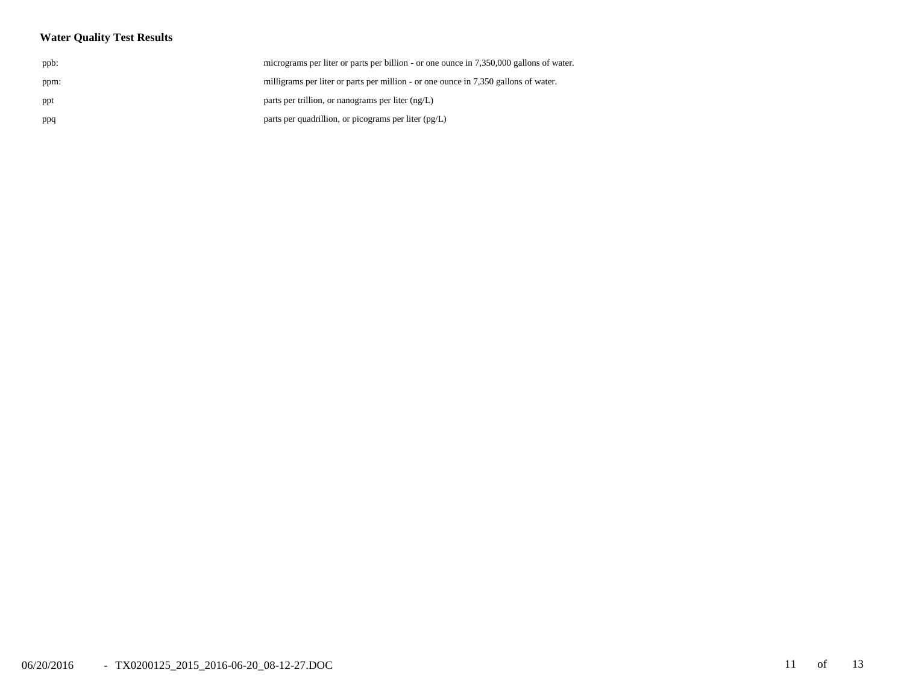**Water Quality Test Results**

| | |
|---|---|
| ppb: | micrograms per liter or parts per billion - or one ounce in 7,350,000 gallons of water. |
| ppm: | milligrams per liter or parts per million - or one ounce in 7,350 gallons of water. |
| ppt | parts per trillion, or nanograms per liter (ng/L) |
| ppq | parts per quadrillion, or picograms per liter (pg/L) |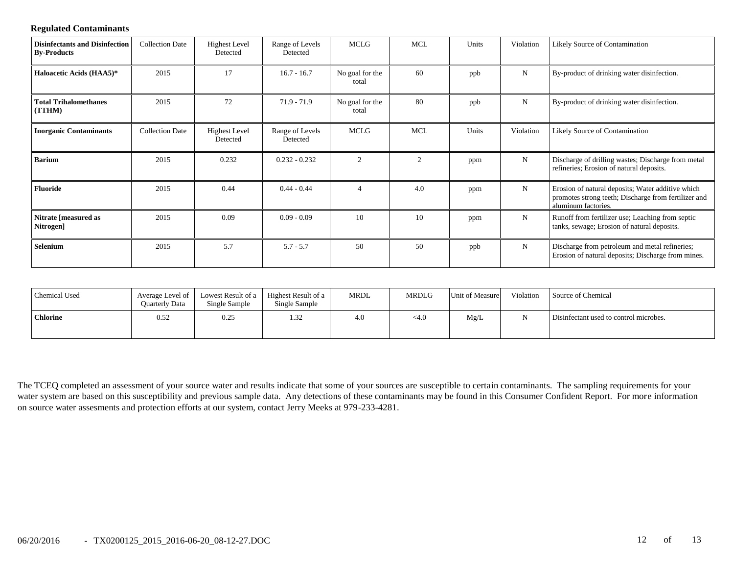### Regulated Contaminants

| Disinfectants and Disinfection By-Products | Collection Date | Highest Level Detected | Range of Levels Detected | MCLG | MCL | Units | Violation | Likely Source of Contamination |
|---|---|---|---|---|---|---|---|---|
| **Haloacetic Acids (HAA5)*** | 2015 | 17 | 16.7 - 16.7 | No goal for the total | 60 | ppb | N | By-product of drinking water disinfection. |
| **Total Trihalomethanes (TTHM)** | 2015 | 72 | 71.9 - 71.9 | No goal for the total | 80 | ppb | N | By-product of drinking water disinfection. |
| **Inorganic Contaminants** | Collection Date | Highest Level Detected | Range of Levels Detected | MCLG | MCL | Units | Violation | Likely Source of Contamination |
| **Barium** | 2015 | 0.232 | 0.232 - 0.232 | 2 | 2 | ppm | N | Discharge of drilling wastes; Discharge from metal refineries; Erosion of natural deposits. |
| **Fluoride** | 2015 | 0.44 | 0.44 - 0.44 | 4 | 4.0 | ppm | N | Erosion of natural deposits; Water additive which promotes strong teeth; Discharge from fertilizer and aluminum factories. |
| **Nitrate [measured as Nitrogen]** | 2015 | 0.09 | 0.09 - 0.09 | 10 | 10 | ppm | N | Runoff from fertilizer use; Leaching from septic tanks, sewage; Erosion of natural deposits. |
| **Selenium** | 2015 | 5.7 | 5.7 - 5.7 | 50 | 50 | ppb | N | Discharge from petroleum and metal refineries; Erosion of natural deposits; Discharge from mines. |

| Chemical Used | Average Level of Quarterly Data | Lowest Result of a Single Sample | Highest Result of a Single Sample | MRDL | MRDLG | Unit of Measure | Violation | Source of Chemical |
|---|---|---|---|---|---|---|---|---|
| **Chlorine** | 0.52 | 0.25 | 1.32 | 4.0 | <4.0 | Mg/L | N | Disinfectant used to control microbes. |

The TCEQ completed an assessment of your source water and results indicate that some of your sources are susceptible to certain contaminants. The sampling requirements for your water system are based on this susceptibility and previous sample data. Any detections of these contaminants may be found in this Consumer Confident Report. For more information on source water assesments and protection efforts at our system, contact Jerry Meeks at 979-233-4281.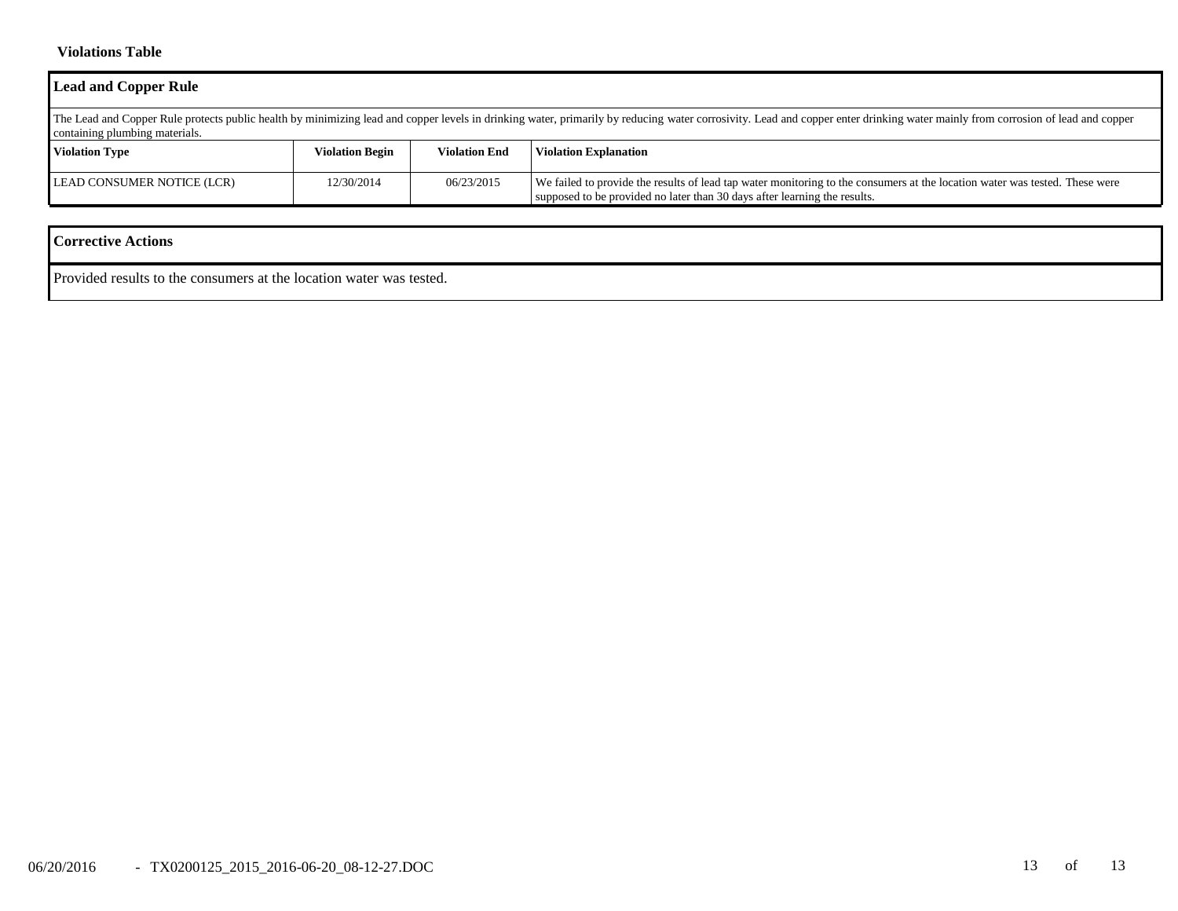**Violations Table**

### Lead and Copper Rule

The Lead and Copper Rule protects public health by minimizing lead and copper levels in drinking water, primarily by reducing water corrosivity. Lead and copper enter drinking water mainly from corrosion of lead and copper containing plumbing materials.

| Violation Type | Violation Begin | Violation End | Violation Explanation |
| --- | --- | --- | --- |
| LEAD CONSUMER NOTICE (LCR) | 12/30/2014 | 06/23/2015 | We failed to provide the results of lead tap water monitoring to the consumers at the location water was tested. These were supposed to be provided no later than 30 days after learning the results. |

### Corrective Actions

Provided results to the consumers at the location water was tested.